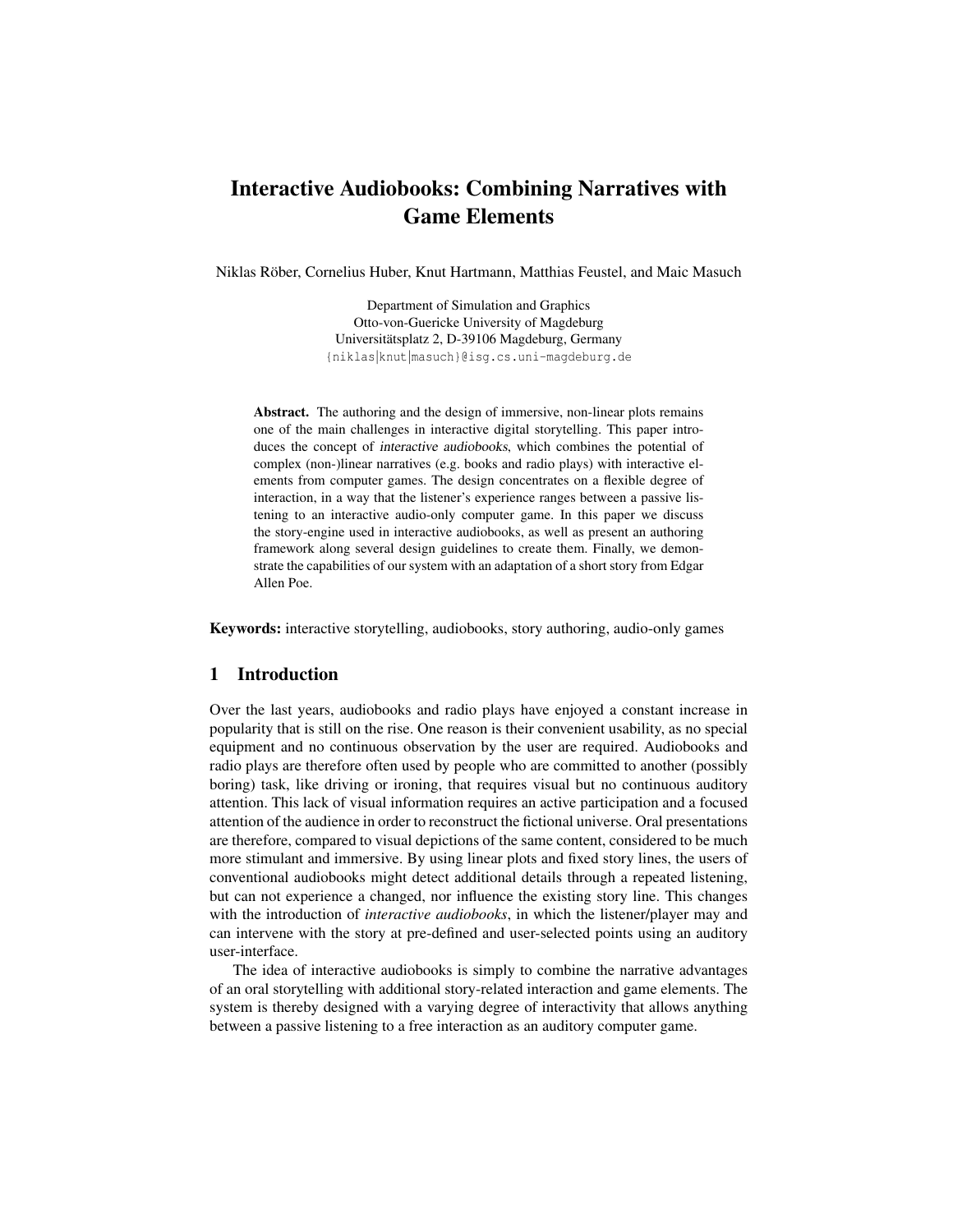# Interactive Audiobooks: Combining Narratives with Game Elements

Niklas Röber, Cornelius Huber, Knut Hartmann, Matthias Feustel, and Maic Masuch

Department of Simulation and Graphics
Otto-von-Guericke University of Magdeburg
Universitätsplatz 2, D-39106 Magdeburg, Germany
{niklas|knut|masuch}@isg.cs.uni-magdeburg.de

**Abstract.** The authoring and the design of immersive, non-linear plots remains one of the main challenges in interactive digital storytelling. This paper introduces the concept of *interactive audiobooks*, which combines the potential of complex (non-)linear narratives (e.g. books and radio plays) with interactive elements from computer games. The design concentrates on a flexible degree of interaction, in a way that the listener's experience ranges between a passive listening to an interactive audio-only computer game. In this paper we discuss the story-engine used in interactive audiobooks, as well as present an authoring framework along several design guidelines to create them. Finally, we demonstrate the capabilities of our system with an adaptation of a short story from Edgar Allen Poe.

**Keywords:** interactive storytelling, audiobooks, story authoring, audio-only games

## 1 Introduction

Over the last years, audiobooks and radio plays have enjoyed a constant increase in popularity that is still on the rise. One reason is their convenient usability, as no special equipment and no continuous observation by the user are required. Audiobooks and radio plays are therefore often used by people who are committed to another (possibly boring) task, like driving or ironing, that requires visual but no continuous auditory attention. This lack of visual information requires an active participation and a focused attention of the audience in order to reconstruct the fictional universe. Oral presentations are therefore, compared to visual depictions of the same content, considered to be much more stimulant and immersive. By using linear plots and fixed story lines, the users of conventional audiobooks might detect additional details through a repeated listening, but can not experience a changed, nor influence the existing story line. This changes with the introduction of *interactive audiobooks*, in which the listener/player may and can intervene with the story at pre-defined and user-selected points using an auditory user-interface.

The idea of interactive audiobooks is simply to combine the narrative advantages of an oral storytelling with additional story-related interaction and game elements. The system is thereby designed with a varying degree of interactivity that allows anything between a passive listening to a free interaction as an auditory computer game.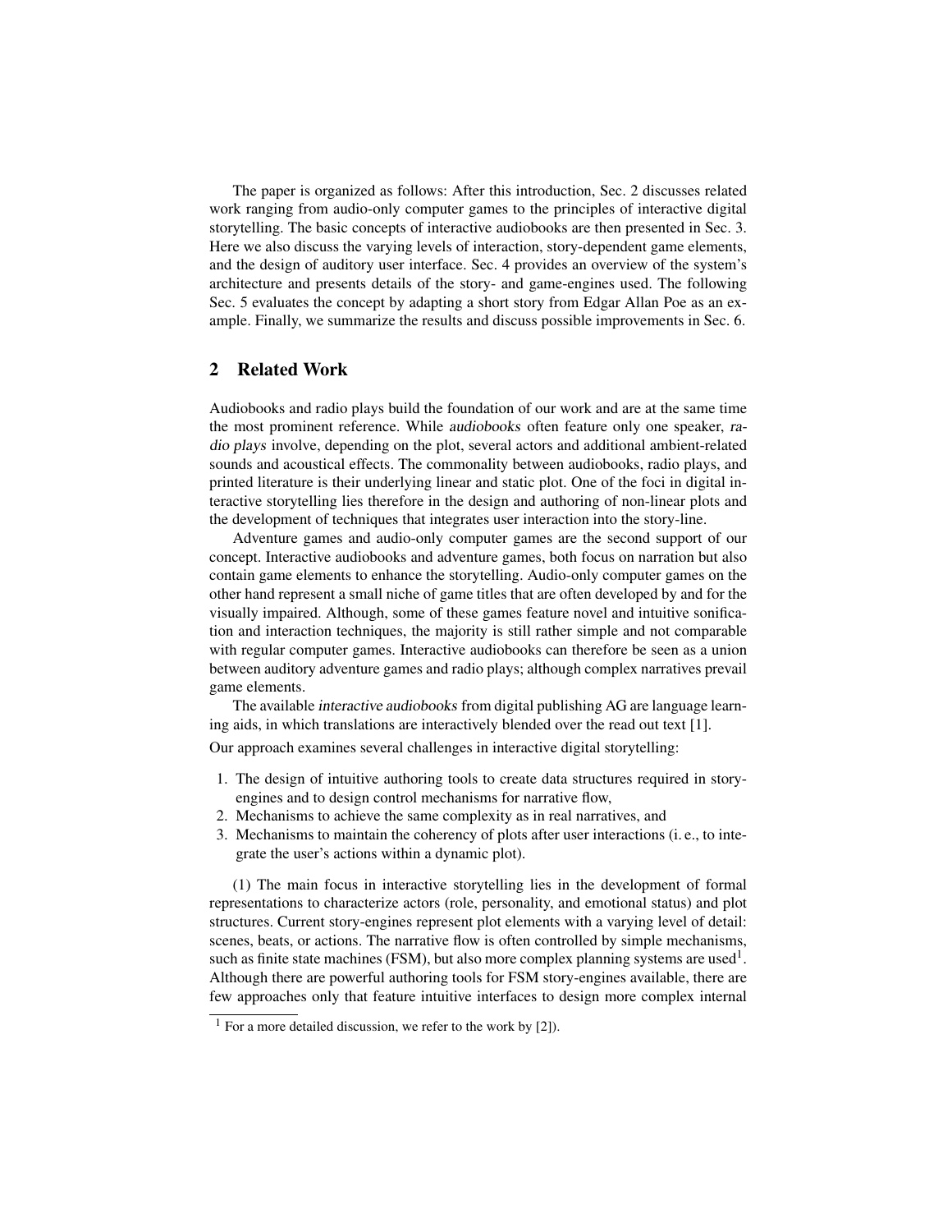The paper is organized as follows: After this introduction, Sec. 2 discusses related work ranging from audio-only computer games to the principles of interactive digital storytelling. The basic concepts of interactive audiobooks are then presented in Sec. 3. Here we also discuss the varying levels of interaction, story-dependent game elements, and the design of auditory user interface. Sec. 4 provides an overview of the system's architecture and presents details of the story- and game-engines used. The following Sec. 5 evaluates the concept by adapting a short story from Edgar Allan Poe as an example. Finally, we summarize the results and discuss possible improvements in Sec. 6.

## 2 Related Work

Audiobooks and radio plays build the foundation of our work and are at the same time the most prominent reference. While *audiobooks* often feature only one speaker, *radio plays* involve, depending on the plot, several actors and additional ambient-related sounds and acoustical effects. The commonality between audiobooks, radio plays, and printed literature is their underlying linear and static plot. One of the foci in digital interactive storytelling lies therefore in the design and authoring of non-linear plots and the development of techniques that integrates user interaction into the story-line.

Adventure games and audio-only computer games are the second support of our concept. Interactive audiobooks and adventure games, both focus on narration but also contain game elements to enhance the storytelling. Audio-only computer games on the other hand represent a small niche of game titles that are often developed by and for the visually impaired. Although, some of these games feature novel and intuitive sonification and interaction techniques, the majority is still rather simple and not comparable with regular computer games. Interactive audiobooks can therefore be seen as a union between auditory adventure games and radio plays; although complex narratives prevail game elements.

The available *interactive audiobooks* from digital publishing AG are language learning aids, in which translations are interactively blended over the read out text [1].

Our approach examines several challenges in interactive digital storytelling:

1. The design of intuitive authoring tools to create data structures required in story-engines and to design control mechanisms for narrative flow,
2. Mechanisms to achieve the same complexity as in real narratives, and
3. Mechanisms to maintain the coherency of plots after user interactions (i. e., to integrate the user's actions within a dynamic plot).

(1) The main focus in interactive storytelling lies in the development of formal representations to characterize actors (role, personality, and emotional status) and plot structures. Current story-engines represent plot elements with a varying level of detail: scenes, beats, or actions. The narrative flow is often controlled by simple mechanisms, such as finite state machines (FSM), but also more complex planning systems are used[1]. Although there are powerful authoring tools for FSM story-engines available, there are few approaches only that feature intuitive interfaces to design more complex internal

[1] For a more detailed discussion, we refer to the work by [2]).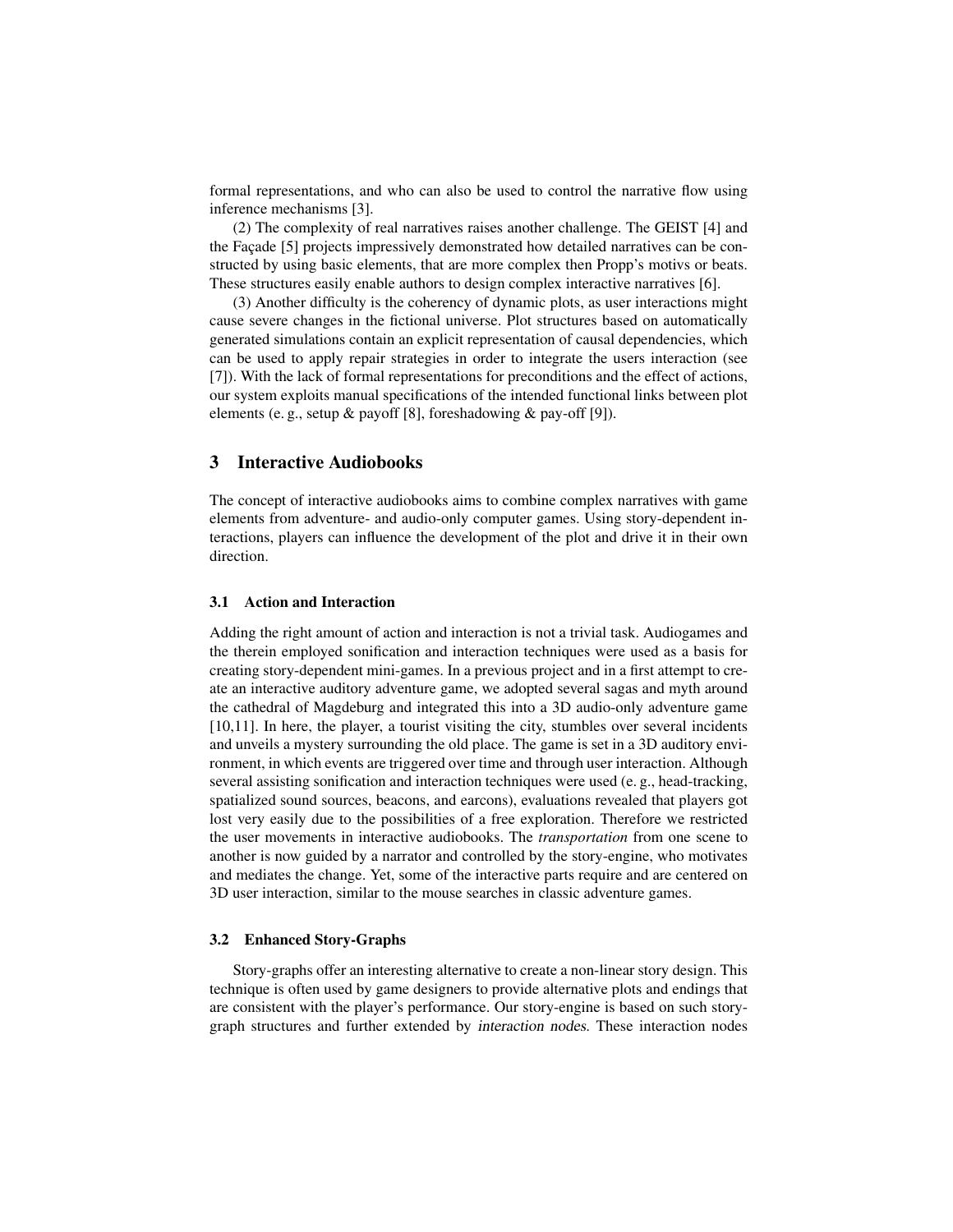formal representations, and who can also be used to control the narrative flow using inference mechanisms [3].

(2) The complexity of real narratives raises another challenge. The GEIST [4] and the Façade [5] projects impressively demonstrated how detailed narratives can be constructed by using basic elements, that are more complex then Propp's motivs or beats. These structures easily enable authors to design complex interactive narratives [6].

(3) Another difficulty is the coherency of dynamic plots, as user interactions might cause severe changes in the fictional universe. Plot structures based on automatically generated simulations contain an explicit representation of causal dependencies, which can be used to apply repair strategies in order to integrate the users interaction (see [7]). With the lack of formal representations for preconditions and the effect of actions, our system exploits manual specifications of the intended functional links between plot elements (e. g., setup & payoff [8], foreshadowing & pay-off [9]).

## 3 Interactive Audiobooks

The concept of interactive audiobooks aims to combine complex narratives with game elements from adventure- and audio-only computer games. Using story-dependent interactions, players can influence the development of the plot and drive it in their own direction.

### 3.1 Action and Interaction

Adding the right amount of action and interaction is not a trivial task. Audiogames and the therein employed sonification and interaction techniques were used as a basis for creating story-dependent mini-games. In a previous project and in a first attempt to create an interactive auditory adventure game, we adopted several sagas and myth around the cathedral of Magdeburg and integrated this into a 3D audio-only adventure game [10,11]. In here, the player, a tourist visiting the city, stumbles over several incidents and unveils a mystery surrounding the old place. The game is set in a 3D auditory environment, in which events are triggered over time and through user interaction. Although several assisting sonification and interaction techniques were used (e. g., head-tracking, spatialized sound sources, beacons, and earcons), evaluations revealed that players got lost very easily due to the possibilities of a free exploration. Therefore we restricted the user movements in interactive audiobooks. The *transportation* from one scene to another is now guided by a narrator and controlled by the story-engine, who motivates and mediates the change. Yet, some of the interactive parts require and are centered on 3D user interaction, similar to the mouse searches in classic adventure games.

### 3.2 Enhanced Story-Graphs

Story-graphs offer an interesting alternative to create a non-linear story design. This technique is often used by game designers to provide alternative plots and endings that are consistent with the player's performance. Our story-engine is based on such story-graph structures and further extended by *interaction nodes*. These interaction nodes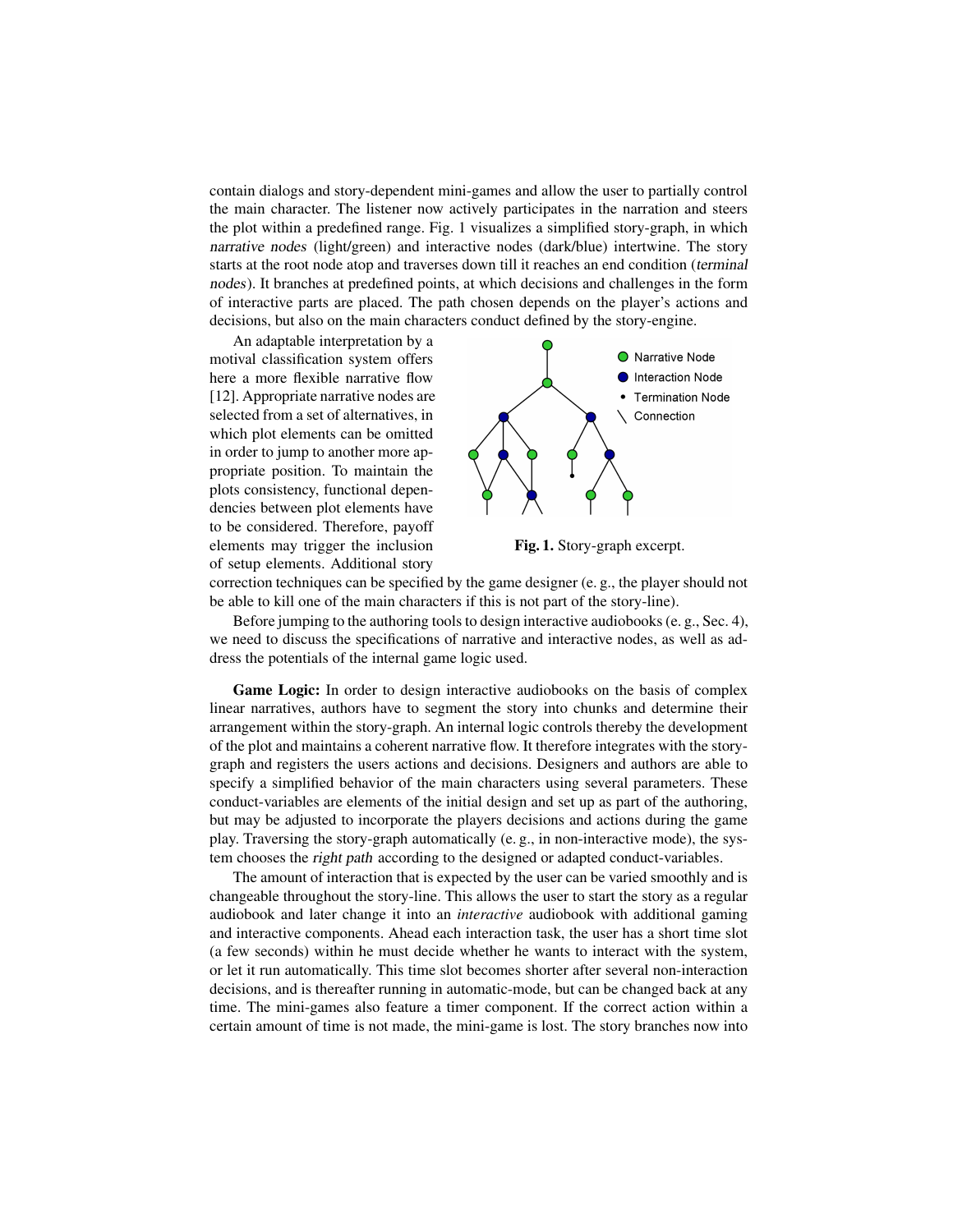contain dialogs and story-dependent mini-games and allow the user to partially control the main character. The listener now actively participates in the narration and steers the plot within a predefined range. Fig. 1 visualizes a simplified story-graph, in which *narrative nodes* (light/green) and interactive nodes (dark/blue) intertwine. The story starts at the root node atop and traverses down till it reaches an end condition (*terminal nodes*). It branches at predefined points, at which decisions and challenges in the form of interactive parts are placed. The path chosen depends on the player's actions and decisions, but also on the main characters conduct defined by the story-engine.

An adaptable interpretation by a motival classification system offers here a more flexible narrative flow [12]. Appropriate narrative nodes are selected from a set of alternatives, in which plot elements can be omitted in order to jump to another more appropriate position. To maintain the plots consistency, functional dependencies between plot elements have to be considered. Therefore, payoff elements may trigger the inclusion of setup elements. Additional story correction techniques can be specified by the game designer (e. g., the player should not be able to kill one of the main characters if this is not part of the story-line).

**Fig. 1.** Story-graph excerpt.

Before jumping to the authoring tools to design interactive audiobooks (e. g., Sec. 4), we need to discuss the specifications of narrative and interactive nodes, as well as address the potentials of the internal game logic used.

**Game Logic:** In order to design interactive audiobooks on the basis of complex linear narratives, authors have to segment the story into chunks and determine their arrangement within the story-graph. An internal logic controls thereby the development of the plot and maintains a coherent narrative flow. It therefore integrates with the story-graph and registers the users actions and decisions. Designers and authors are able to specify a simplified behavior of the main characters using several parameters. These conduct-variables are elements of the initial design and set up as part of the authoring, but may be adjusted to incorporate the players decisions and actions during the game play. Traversing the story-graph automatically (e. g., in non-interactive mode), the system chooses the *right path* according to the designed or adapted conduct-variables.

The amount of interaction that is expected by the user can be varied smoothly and is changeable throughout the story-line. This allows the user to start the story as a regular audiobook and later change it into an *interactive* audiobook with additional gaming and interactive components. Ahead each interaction task, the user has a short time slot (a few seconds) within he must decide whether he wants to interact with the system, or let it run automatically. This time slot becomes shorter after several non-interaction decisions, and is thereafter running in automatic-mode, but can be changed back at any time. The mini-games also feature a timer component. If the correct action within a certain amount of time is not made, the mini-game is lost. The story branches now into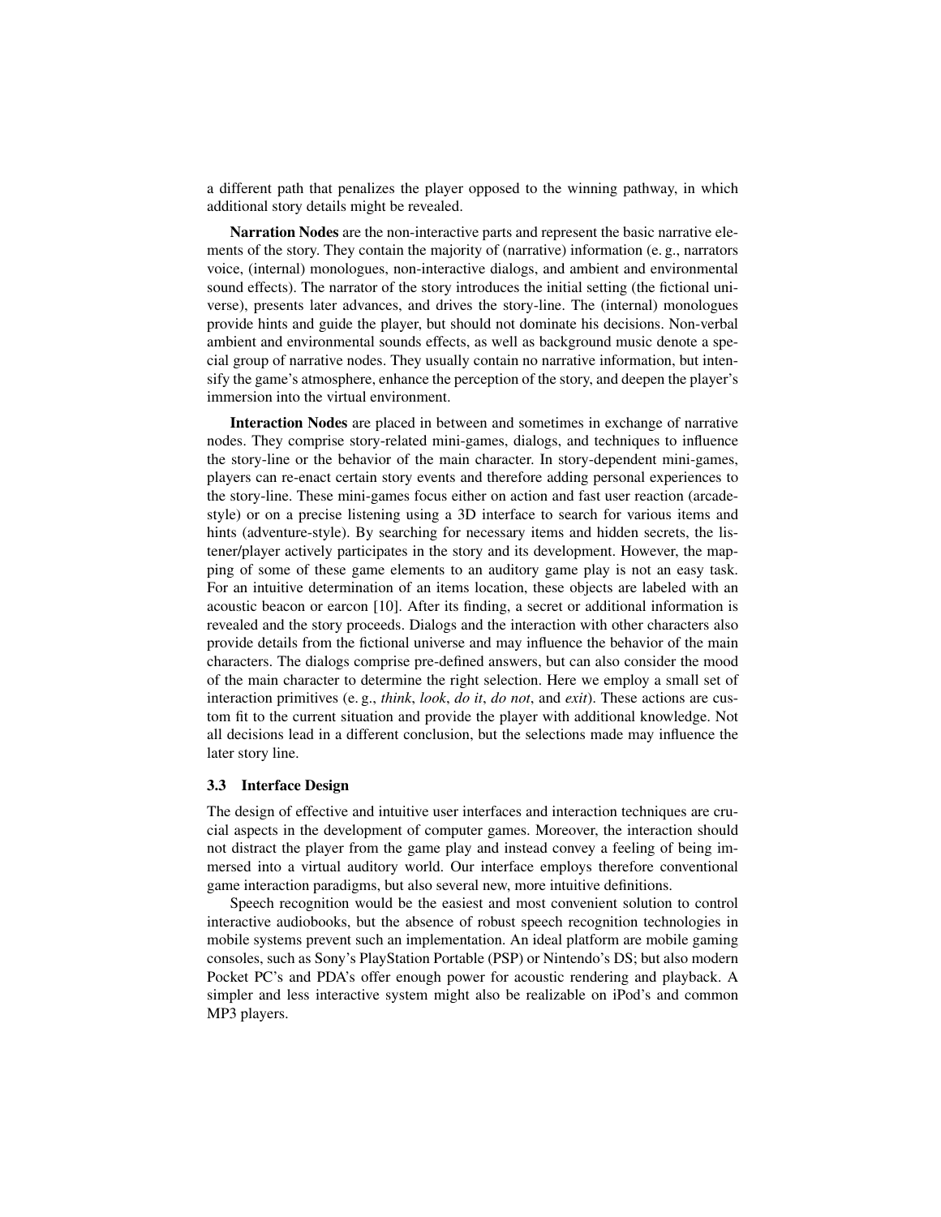a different path that penalizes the player opposed to the winning pathway, in which additional story details might be revealed.

**Narration Nodes** are the non-interactive parts and represent the basic narrative elements of the story. They contain the majority of (narrative) information (e. g., narrators voice, (internal) monologues, non-interactive dialogs, and ambient and environmental sound effects). The narrator of the story introduces the initial setting (the fictional universe), presents later advances, and drives the story-line. The (internal) monologues provide hints and guide the player, but should not dominate his decisions. Non-verbal ambient and environmental sounds effects, as well as background music denote a special group of narrative nodes. They usually contain no narrative information, but intensify the game's atmosphere, enhance the perception of the story, and deepen the player's immersion into the virtual environment.

**Interaction Nodes** are placed in between and sometimes in exchange of narrative nodes. They comprise story-related mini-games, dialogs, and techniques to influence the story-line or the behavior of the main character. In story-dependent mini-games, players can re-enact certain story events and therefore adding personal experiences to the story-line. These mini-games focus either on action and fast user reaction (arcade-style) or on a precise listening using a 3D interface to search for various items and hints (adventure-style). By searching for necessary items and hidden secrets, the listener/player actively participates in the story and its development. However, the mapping of some of these game elements to an auditory game play is not an easy task. For an intuitive determination of an items location, these objects are labeled with an acoustic beacon or earcon [10]. After its finding, a secret or additional information is revealed and the story proceeds. Dialogs and the interaction with other characters also provide details from the fictional universe and may influence the behavior of the main characters. The dialogs comprise pre-defined answers, but can also consider the mood of the main character to determine the right selection. Here we employ a small set of interaction primitives (e. g., *think*, *look*, *do it*, *do not*, and *exit*). These actions are custom fit to the current situation and provide the player with additional knowledge. Not all decisions lead in a different conclusion, but the selections made may influence the later story line.

### 3.3 Interface Design

The design of effective and intuitive user interfaces and interaction techniques are crucial aspects in the development of computer games. Moreover, the interaction should not distract the player from the game play and instead convey a feeling of being immersed into a virtual auditory world. Our interface employs therefore conventional game interaction paradigms, but also several new, more intuitive definitions.

Speech recognition would be the easiest and most convenient solution to control interactive audiobooks, but the absence of robust speech recognition technologies in mobile systems prevent such an implementation. An ideal platform are mobile gaming consoles, such as Sony's PlayStation Portable (PSP) or Nintendo's DS; but also modern Pocket PC's and PDA's offer enough power for acoustic rendering and playback. A simpler and less interactive system might also be realizable on iPod's and common MP3 players.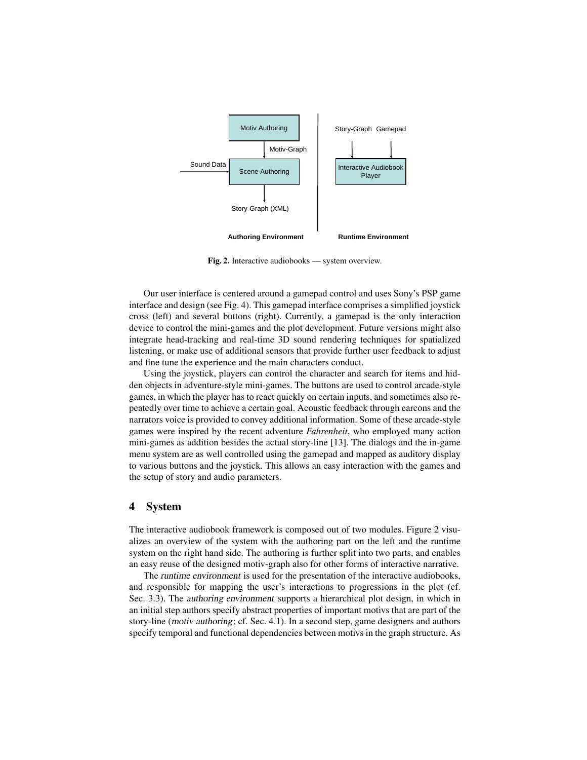Motiv Authoring

Motiv-Graph

Sound Data

Scene Authoring

Story-Graph (XML)

Authoring Environment

Story-Graph Gamepad

Interactive Audiobook Player

Runtime Environment

**Fig. 2.** Interactive audiobooks — system overview.

Our user interface is centered around a gamepad control and uses Sony's PSP game interface and design (see Fig. 4). This gamepad interface comprises a simplified joystick cross (left) and several buttons (right). Currently, a gamepad is the only interaction device to control the mini-games and the plot development. Future versions might also integrate head-tracking and real-time 3D sound rendering techniques for spatialized listening, or make use of additional sensors that provide further user feedback to adjust and fine tune the experience and the main characters conduct.

Using the joystick, players can control the character and search for items and hidden objects in adventure-style mini-games. The buttons are used to control arcade-style games, in which the player has to react quickly on certain inputs, and sometimes also repeatedly over time to achieve a certain goal. Acoustic feedback through earcons and the narrators voice is provided to convey additional information. Some of these arcade-style games were inspired by the recent adventure *Fahrenheit*, who employed many action mini-games as addition besides the actual story-line [13]. The dialogs and the in-game menu system are as well controlled using the gamepad and mapped as auditory display to various buttons and the joystick. This allows an easy interaction with the games and the setup of story and audio parameters.

## 4 System

The interactive audiobook framework is composed out of two modules. Figure 2 visualizes an overview of the system with the authoring part on the left and the runtime system on the right hand side. The authoring is further split into two parts, and enables an easy reuse of the designed motiv-graph also for other forms of interactive narrative.

The *runtime environment* is used for the presentation of the interactive audiobooks, and responsible for mapping the user's interactions to progressions in the plot (cf. Sec. 3.3). The *authoring environment* supports a hierarchical plot design, in which in an initial step authors specify abstract properties of important motivs that are part of the story-line (*motiv authoring*; cf. Sec. 4.1). In a second step, game designers and authors specify temporal and functional dependencies between motivs in the graph structure. As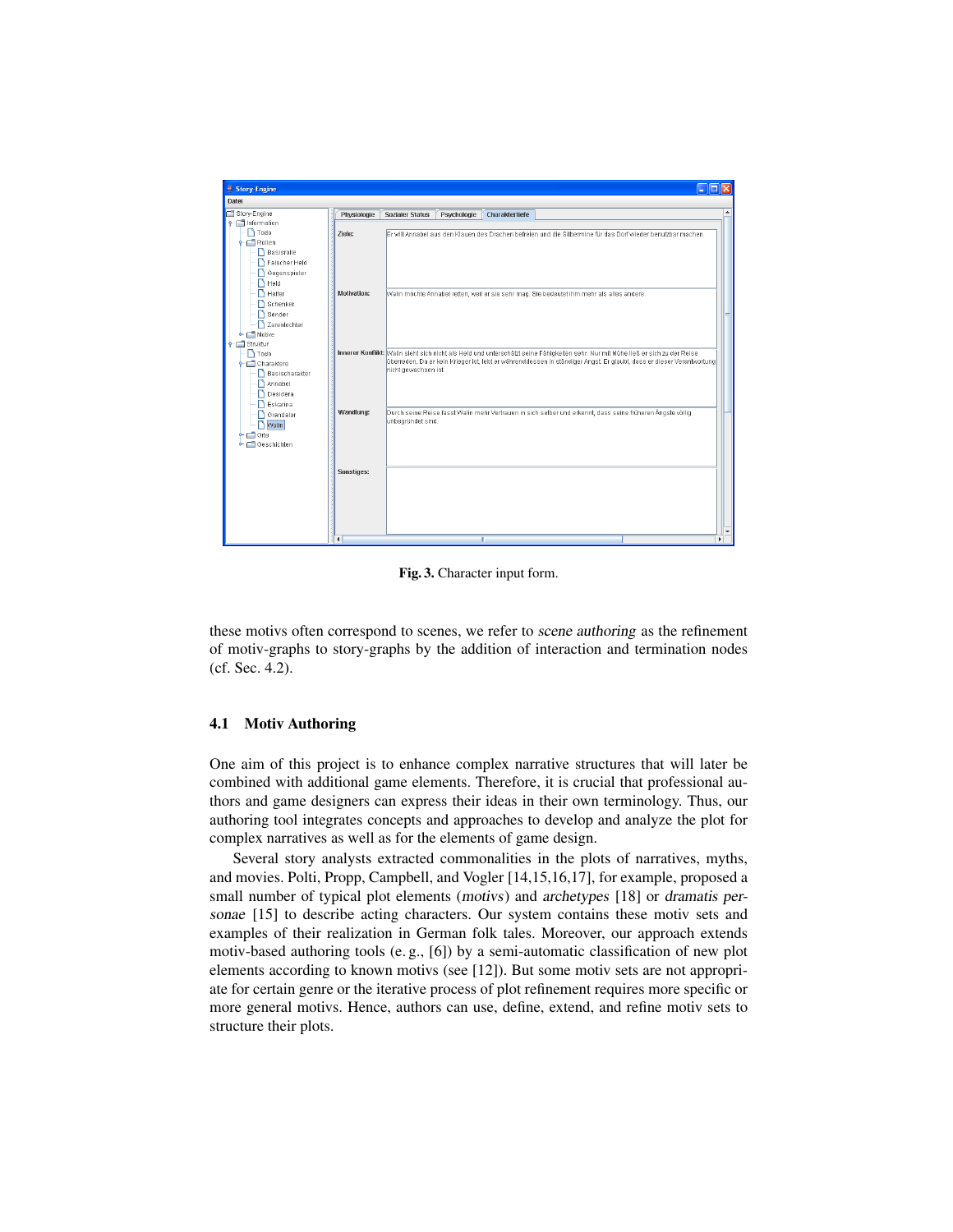Fig. 3. Character input form.

these motivs often correspond to scenes, we refer to *scene authoring* as the refinement of motiv-graphs to story-graphs by the addition of interaction and termination nodes (cf. Sec. 4.2).

### 4.1 Motiv Authoring

One aim of this project is to enhance complex narrative structures that will later be combined with additional game elements. Therefore, it is crucial that professional authors and game designers can express their ideas in their own terminology. Thus, our authoring tool integrates concepts and approaches to develop and analyze the plot for complex narratives as well as for the elements of game design.

Several story analysts extracted commonalities in the plots of narratives, myths, and movies. Polti, Propp, Campbell, and Vogler [14,15,16,17], for example, proposed a small number of typical plot elements (*motivs*) and *archetypes* [18] or *dramatis personae* [15] to describe acting characters. Our system contains these motiv sets and examples of their realization in German folk tales. Moreover, our approach extends motiv-based authoring tools (e. g., [6]) by a semi-automatic classification of new plot elements according to known motivs (see [12]). But some motiv sets are not appropriate for certain genre or the iterative process of plot refinement requires more specific or more general motivs. Hence, authors can use, define, extend, and refine motiv sets to structure their plots.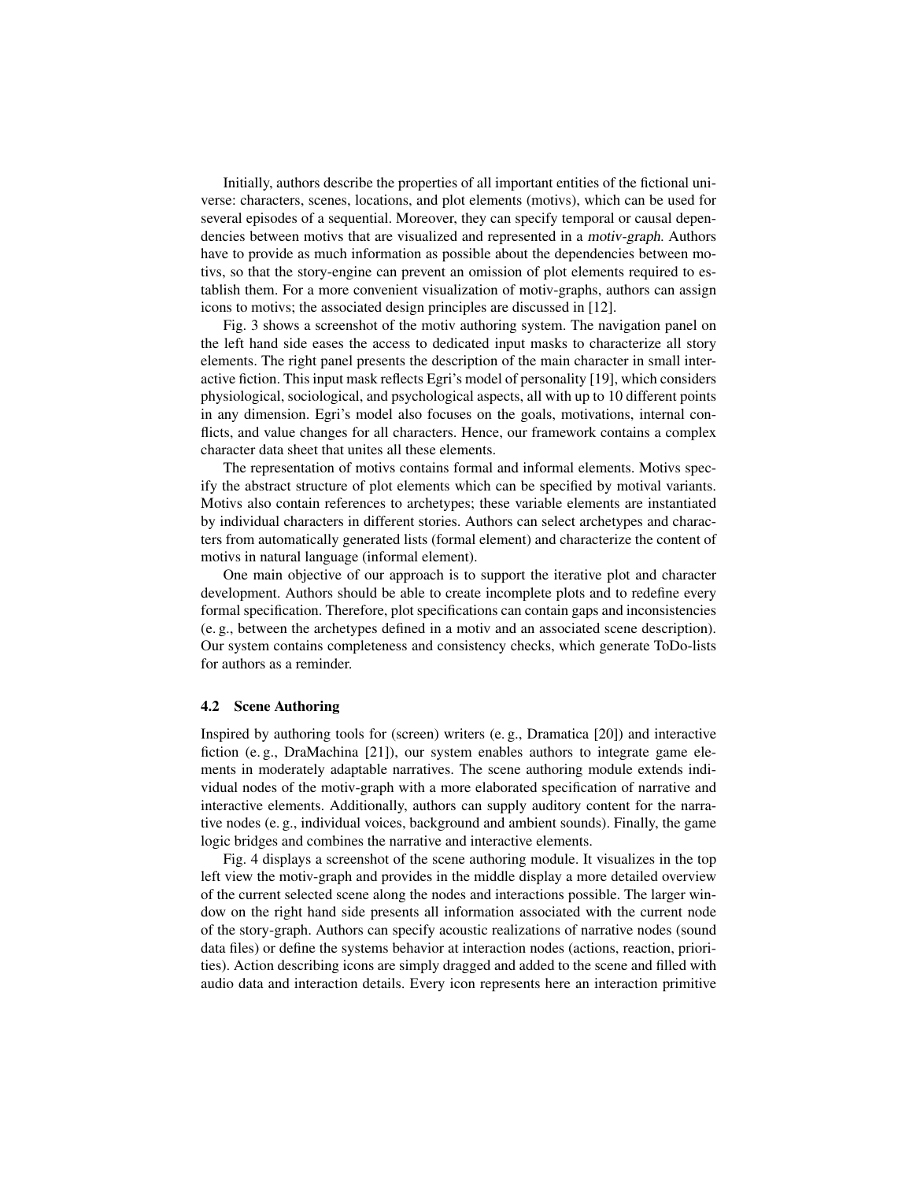Initially, authors describe the properties of all important entities of the fictional universe: characters, scenes, locations, and plot elements (motivs), which can be used for several episodes of a sequential. Moreover, they can specify temporal or causal dependencies between motivs that are visualized and represented in a *motiv-graph*. Authors have to provide as much information as possible about the dependencies between motivs, so that the story-engine can prevent an omission of plot elements required to establish them. For a more convenient visualization of motiv-graphs, authors can assign icons to motivs; the associated design principles are discussed in [12].

Fig. 3 shows a screenshot of the motiv authoring system. The navigation panel on the left hand side eases the access to dedicated input masks to characterize all story elements. The right panel presents the description of the main character in small interactive fiction. This input mask reflects Egri's model of personality [19], which considers physiological, sociological, and psychological aspects, all with up to 10 different points in any dimension. Egri's model also focuses on the goals, motivations, internal conflicts, and value changes for all characters. Hence, our framework contains a complex character data sheet that unites all these elements.

The representation of motivs contains formal and informal elements. Motivs specify the abstract structure of plot elements which can be specified by motival variants. Motivs also contain references to archetypes; these variable elements are instantiated by individual characters in different stories. Authors can select archetypes and characters from automatically generated lists (formal element) and characterize the content of motivs in natural language (informal element).

One main objective of our approach is to support the iterative plot and character development. Authors should be able to create incomplete plots and to redefine every formal specification. Therefore, plot specifications can contain gaps and inconsistencies (e. g., between the archetypes defined in a motiv and an associated scene description). Our system contains completeness and consistency checks, which generate ToDo-lists for authors as a reminder.

### 4.2 Scene Authoring

Inspired by authoring tools for (screen) writers (e. g., Dramatica [20]) and interactive fiction (e. g., DraMachina [21]), our system enables authors to integrate game elements in moderately adaptable narratives. The scene authoring module extends individual nodes of the motiv-graph with a more elaborated specification of narrative and interactive elements. Additionally, authors can supply auditory content for the narrative nodes (e. g., individual voices, background and ambient sounds). Finally, the game logic bridges and combines the narrative and interactive elements.

Fig. 4 displays a screenshot of the scene authoring module. It visualizes in the top left view the motiv-graph and provides in the middle display a more detailed overview of the current selected scene along the nodes and interactions possible. The larger window on the right hand side presents all information associated with the current node of the story-graph. Authors can specify acoustic realizations of narrative nodes (sound data files) or define the systems behavior at interaction nodes (actions, reaction, priorities). Action describing icons are simply dragged and added to the scene and filled with audio data and interaction details. Every icon represents here an interaction primitive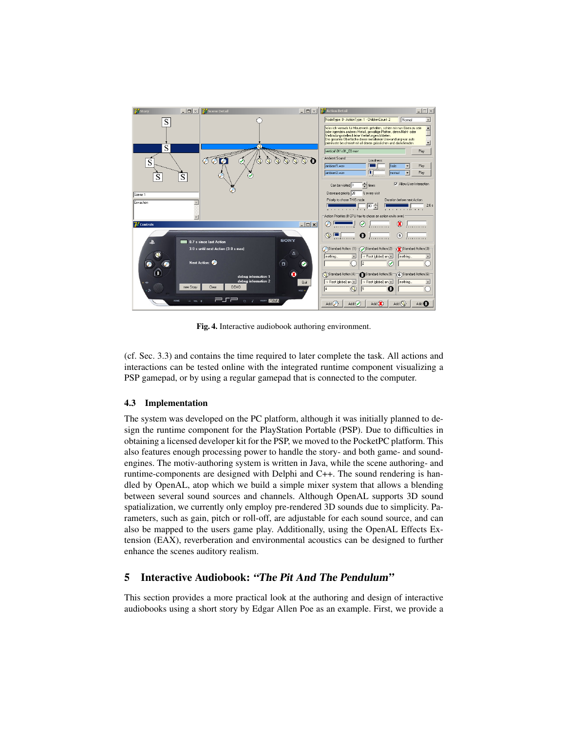Fig. 4. Interactive audiobook authoring environment.

(cf. Sec. 3.3) and contains the time required to later complete the task. All actions and interactions can be tested online with the integrated runtime component visualizing a PSP gamepad, or by using a regular gamepad that is connected to the computer.

### 4.3 Implementation

The system was developed on the PC platform, although it was initially planned to design the runtime component for the PlayStation Portable (PSP). Due to difficulties in obtaining a licensed developer kit for the PSP, we moved to the PocketPC platform. This also features enough processing power to handle the story- and both game- and sound-engines. The motiv-authoring system is written in Java, while the scene authoring- and runtime-components are designed with Delphi and C++. The sound rendering is handled by OpenAL, atop which we build a simple mixer system that allows a blending between several sound sources and channels. Although OpenAL supports 3D sound spatialization, we currently only employ pre-rendered 3D sounds due to simplicity. Parameters, such as gain, pitch or roll-off, are adjustable for each sound source, and can also be mapped to the users game play. Additionally, using the OpenAL Effects Extension (EAX), reverberation and environmental acoustics can be designed to further enhance the scenes auditory realism.

## 5 Interactive Audiobook: *"The Pit And The Pendulum"*

This section provides a more practical look at the authoring and design of interactive audiobooks using a short story by Edgar Allen Poe as an example. First, we provide a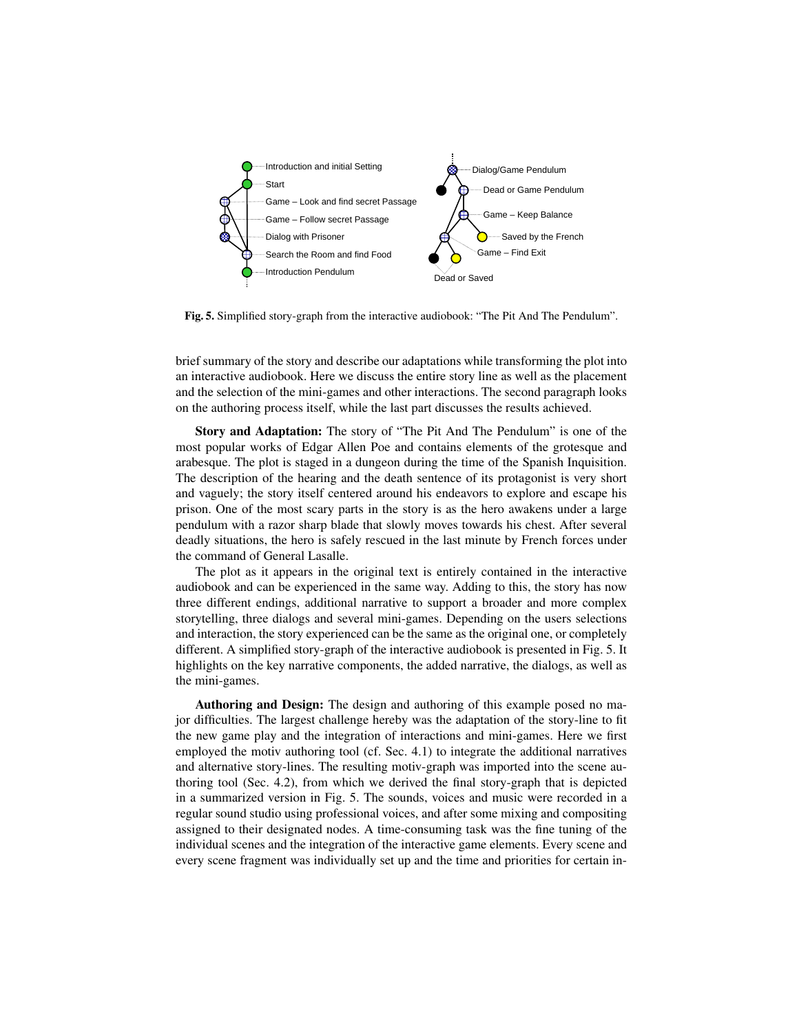Introduction and initial Setting
Start
Game – Look and find secret Passage
Game – Follow secret Passage
Dialog with Prisoner
Search the Room and find Food
Introduction Pendulum

Dialog/Game Pendulum
Dead or Game Pendulum
Game – Keep Balance
Saved by the French
Game – Find Exit
Dead or Saved

**Fig. 5.** Simplified story-graph from the interactive audiobook: "The Pit And The Pendulum".

brief summary of the story and describe our adaptations while transforming the plot into an interactive audiobook. Here we discuss the entire story line as well as the placement and the selection of the mini-games and other interactions. The second paragraph looks on the authoring process itself, while the last part discusses the results achieved.

**Story and Adaptation:** The story of "The Pit And The Pendulum" is one of the most popular works of Edgar Allen Poe and contains elements of the grotesque and arabesque. The plot is staged in a dungeon during the time of the Spanish Inquisition. The description of the hearing and the death sentence of its protagonist is very short and vaguely; the story itself centered around his endeavors to explore and escape his prison. One of the most scary parts in the story is as the hero awakens under a large pendulum with a razor sharp blade that slowly moves towards his chest. After several deadly situations, the hero is safely rescued in the last minute by French forces under the command of General Lasalle.

The plot as it appears in the original text is entirely contained in the interactive audiobook and can be experienced in the same way. Adding to this, the story has now three different endings, additional narrative to support a broader and more complex storytelling, three dialogs and several mini-games. Depending on the users selections and interaction, the story experienced can be the same as the original one, or completely different. A simplified story-graph of the interactive audiobook is presented in Fig. 5. It highlights on the key narrative components, the added narrative, the dialogs, as well as the mini-games.

**Authoring and Design:** The design and authoring of this example posed no major difficulties. The largest challenge hereby was the adaptation of the story-line to fit the new game play and the integration of interactions and mini-games. Here we first employed the motiv authoring tool (cf. Sec. 4.1) to integrate the additional narratives and alternative story-lines. The resulting motiv-graph was imported into the scene authoring tool (Sec. 4.2), from which we derived the final story-graph that is depicted in a summarized version in Fig. 5. The sounds, voices and music were recorded in a regular sound studio using professional voices, and after some mixing and compositing assigned to their designated nodes. A time-consuming task was the fine tuning of the individual scenes and the integration of the interactive game elements. Every scene and every scene fragment was individually set up and the time and priorities for certain in-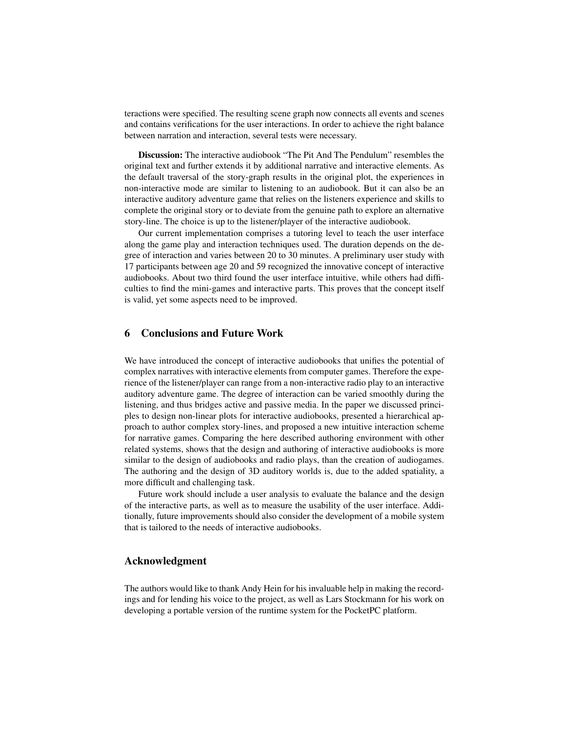teractions were specified. The resulting scene graph now connects all events and scenes and contains verifications for the user interactions. In order to achieve the right balance between narration and interaction, several tests were necessary.

**Discussion:** The interactive audiobook "The Pit And The Pendulum" resembles the original text and further extends it by additional narrative and interactive elements. As the default traversal of the story-graph results in the original plot, the experiences in non-interactive mode are similar to listening to an audiobook. But it can also be an interactive auditory adventure game that relies on the listeners experience and skills to complete the original story or to deviate from the genuine path to explore an alternative story-line. The choice is up to the listener/player of the interactive audiobook.

Our current implementation comprises a tutoring level to teach the user interface along the game play and interaction techniques used. The duration depends on the degree of interaction and varies between 20 to 30 minutes. A preliminary user study with 17 participants between age 20 and 59 recognized the innovative concept of interactive audiobooks. About two third found the user interface intuitive, while others had difficulties to find the mini-games and interactive parts. This proves that the concept itself is valid, yet some aspects need to be improved.

## 6 Conclusions and Future Work

We have introduced the concept of interactive audiobooks that unifies the potential of complex narratives with interactive elements from computer games. Therefore the experience of the listener/player can range from a non-interactive radio play to an interactive auditory adventure game. The degree of interaction can be varied smoothly during the listening, and thus bridges active and passive media. In the paper we discussed principles to design non-linear plots for interactive audiobooks, presented a hierarchical approach to author complex story-lines, and proposed a new intuitive interaction scheme for narrative games. Comparing the here described authoring environment with other related systems, shows that the design and authoring of interactive audiobooks is more similar to the design of audiobooks and radio plays, than the creation of audiogames. The authoring and the design of 3D auditory worlds is, due to the added spatiality, a more difficult and challenging task.

Future work should include a user analysis to evaluate the balance and the design of the interactive parts, as well as to measure the usability of the user interface. Additionally, future improvements should also consider the development of a mobile system that is tailored to the needs of interactive audiobooks.

## Acknowledgment

The authors would like to thank Andy Hein for his invaluable help in making the recordings and for lending his voice to the project, as well as Lars Stockmann for his work on developing a portable version of the runtime system for the PocketPC platform.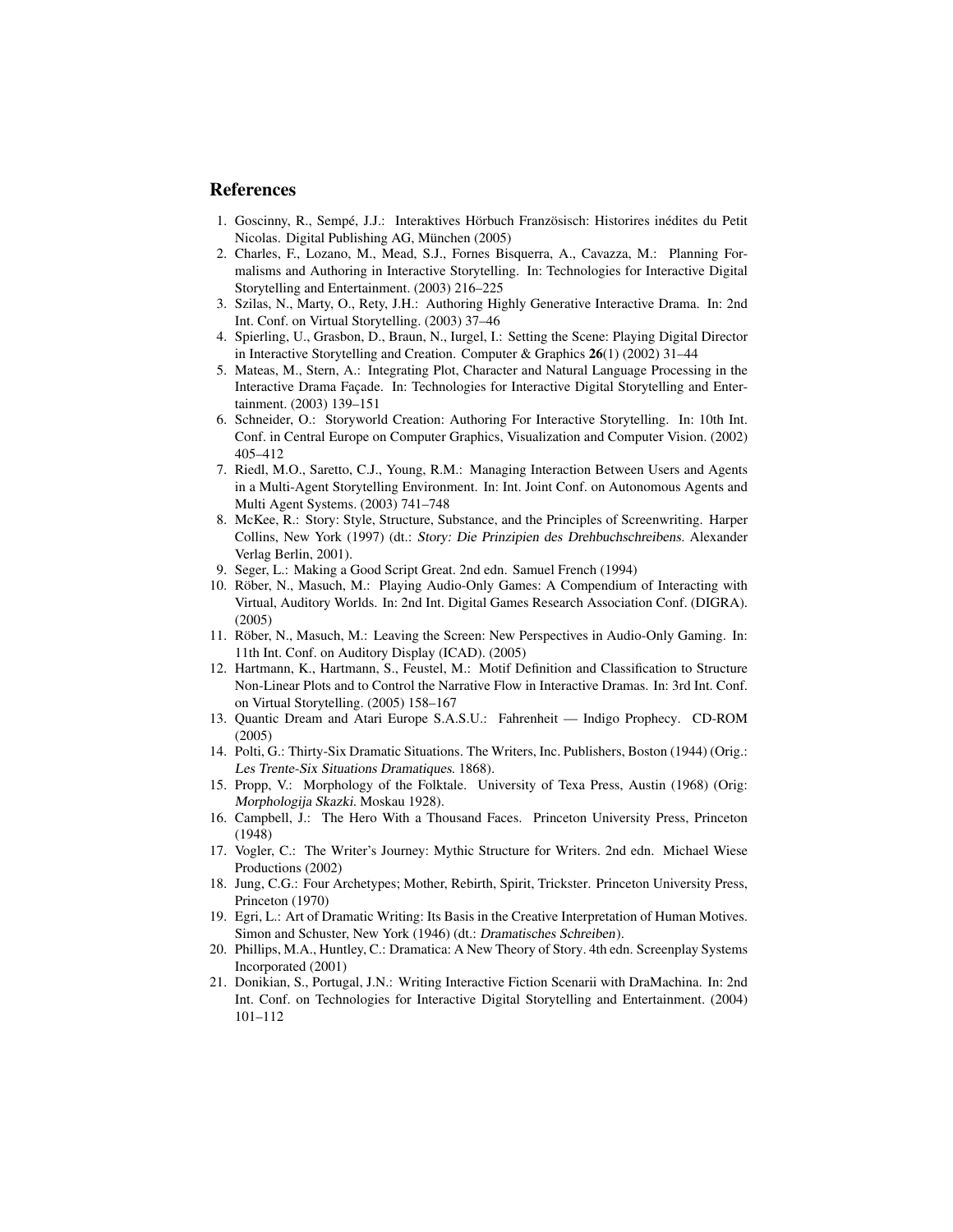## References

1. Goscinny, R., Sempé, J.J.: Interaktives Hörbuch Französisch: Historires inédites du Petit Nicolas. Digital Publishing AG, München (2005)
2. Charles, F., Lozano, M., Mead, S.J., Fornes Bisquerra, A., Cavazza, M.: Planning Formalisms and Authoring in Interactive Storytelling. In: Technologies for Interactive Digital Storytelling and Entertainment. (2003) 216–225
3. Szilas, N., Marty, O., Rety, J.H.: Authoring Highly Generative Interactive Drama. In: 2nd Int. Conf. on Virtual Storytelling. (2003) 37–46
4. Spierling, U., Grasbon, D., Braun, N., Iurgel, I.: Setting the Scene: Playing Digital Director in Interactive Storytelling and Creation. Computer & Graphics **26**(1) (2002) 31–44
5. Mateas, M., Stern, A.: Integrating Plot, Character and Natural Language Processing in the Interactive Drama Façade. In: Technologies for Interactive Digital Storytelling and Entertainment. (2003) 139–151
6. Schneider, O.: Storyworld Creation: Authoring For Interactive Storytelling. In: 10th Int. Conf. in Central Europe on Computer Graphics, Visualization and Computer Vision. (2002) 405–412
7. Riedl, M.O., Saretto, C.J., Young, R.M.: Managing Interaction Between Users and Agents in a Multi-Agent Storytelling Environment. In: Int. Joint Conf. on Autonomous Agents and Multi Agent Systems. (2003) 741–748
8. McKee, R.: Story: Style, Structure, Substance, and the Principles of Screenwriting. Harper Collins, New York (1997) (dt.: *Story: Die Prinzipien des Drehbuchschreibens*. Alexander Verlag Berlin, 2001).
9. Seger, L.: Making a Good Script Great. 2nd edn. Samuel French (1994)
10. Röber, N., Masuch, M.: Playing Audio-Only Games: A Compendium of Interacting with Virtual, Auditory Worlds. In: 2nd Int. Digital Games Research Association Conf. (DIGRA). (2005)
11. Röber, N., Masuch, M.: Leaving the Screen: New Perspectives in Audio-Only Gaming. In: 11th Int. Conf. on Auditory Display (ICAD). (2005)
12. Hartmann, K., Hartmann, S., Feustel, M.: Motif Definition and Classification to Structure Non-Linear Plots and to Control the Narrative Flow in Interactive Dramas. In: 3rd Int. Conf. on Virtual Storytelling. (2005) 158–167
13. Quantic Dream and Atari Europe S.A.S.U.: Fahrenheit — Indigo Prophecy. CD-ROM (2005)
14. Polti, G.: Thirty-Six Dramatic Situations. The Writers, Inc. Publishers, Boston (1944) (Orig.: *Les Trente-Six Situations Dramatiques*. 1868).
15. Propp, V.: Morphology of the Folktale. University of Texa Press, Austin (1968) (Orig: *Morphologija Skazki*. Moskau 1928).
16. Campbell, J.: The Hero With a Thousand Faces. Princeton University Press, Princeton (1948)
17. Vogler, C.: The Writer's Journey: Mythic Structure for Writers. 2nd edn. Michael Wiese Productions (2002)
18. Jung, C.G.: Four Archetypes; Mother, Rebirth, Spirit, Trickster. Princeton University Press, Princeton (1970)
19. Egri, L.: Art of Dramatic Writing: Its Basis in the Creative Interpretation of Human Motives. Simon and Schuster, New York (1946) (dt.: *Dramatisches Schreiben*).
20. Phillips, M.A., Huntley, C.: Dramatica: A New Theory of Story. 4th edn. Screenplay Systems Incorporated (2001)
21. Donikian, S., Portugal, J.N.: Writing Interactive Fiction Scenarii with DraMachina. In: 2nd Int. Conf. on Technologies for Interactive Digital Storytelling and Entertainment. (2004) 101–112